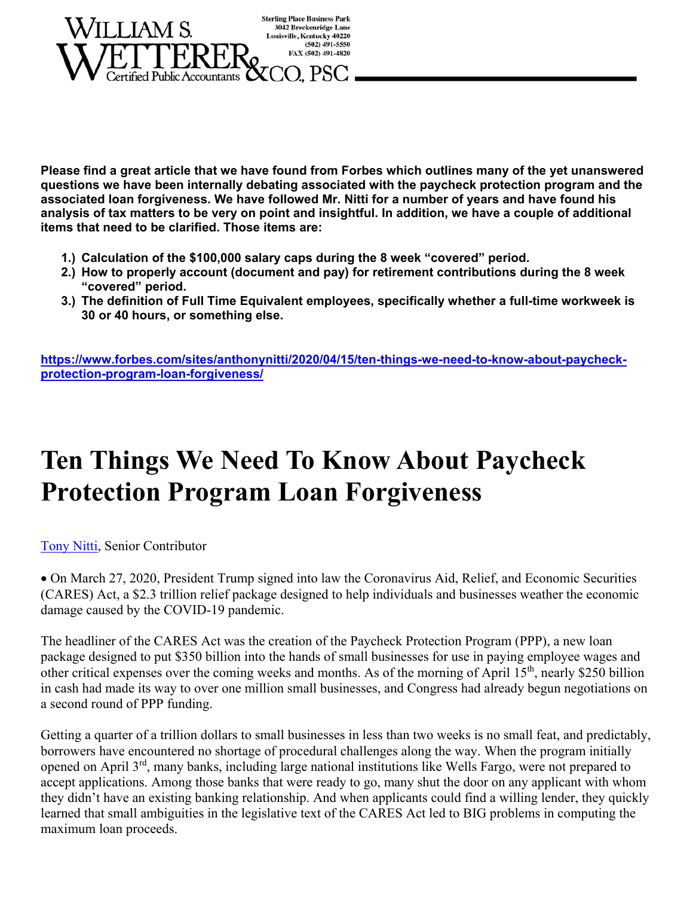**WILLIAM S. WETTERER & CO., PSC**
Certified Public Accountants

Sterling Place Business Park
3042 Breckenridge Lane
Louisville, Kentucky 40220
(502) 491-5550
FAX (502) 491-4820

**Please find a great article that we have found from Forbes which outlines many of the yet unanswered questions we have been internally debating associated with the paycheck protection program and the associated loan forgiveness. We have followed Mr. Nitti for a number of years and have found his analysis of tax matters to be very on point and insightful. In addition, we have a couple of additional items that need to be clarified. Those items are:**

1. **Calculation of the $100,000 salary caps during the 8 week "covered" period.**
2. **How to properly account (document and pay) for retirement contributions during the 8 week "covered" period.**
3. **The definition of Full Time Equivalent employees, specifically whether a full-time workweek is 30 or 40 hours, or something else.**

**https://www.forbes.com/sites/anthonynitti/2020/04/15/ten-things-we-need-to-know-about-paycheck-protection-program-loan-forgiveness/**

# Ten Things We Need To Know About Paycheck Protection Program Loan Forgiveness

Tony Nitti, Senior Contributor

• On March 27, 2020, President Trump signed into law the Coronavirus Aid, Relief, and Economic Securities (CARES) Act, a $2.3 trillion relief package designed to help individuals and businesses weather the economic damage caused by the COVID-19 pandemic.

The headliner of the CARES Act was the creation of the Paycheck Protection Program (PPP), a new loan package designed to put $350 billion into the hands of small businesses for use in paying employee wages and other critical expenses over the coming weeks and months. As of the morning of April 15th, nearly $250 billion in cash had made its way to over one million small businesses, and Congress had already begun negotiations on a second round of PPP funding.

Getting a quarter of a trillion dollars to small businesses in less than two weeks is no small feat, and predictably, borrowers have encountered no shortage of procedural challenges along the way. When the program initially opened on April 3rd, many banks, including large national institutions like Wells Fargo, were not prepared to accept applications. Among those banks that were ready to go, many shut the door on any applicant with whom they didn't have an existing banking relationship. And when applicants could find a willing lender, they quickly learned that small ambiguities in the legislative text of the CARES Act led to BIG problems in computing the maximum loan proceeds.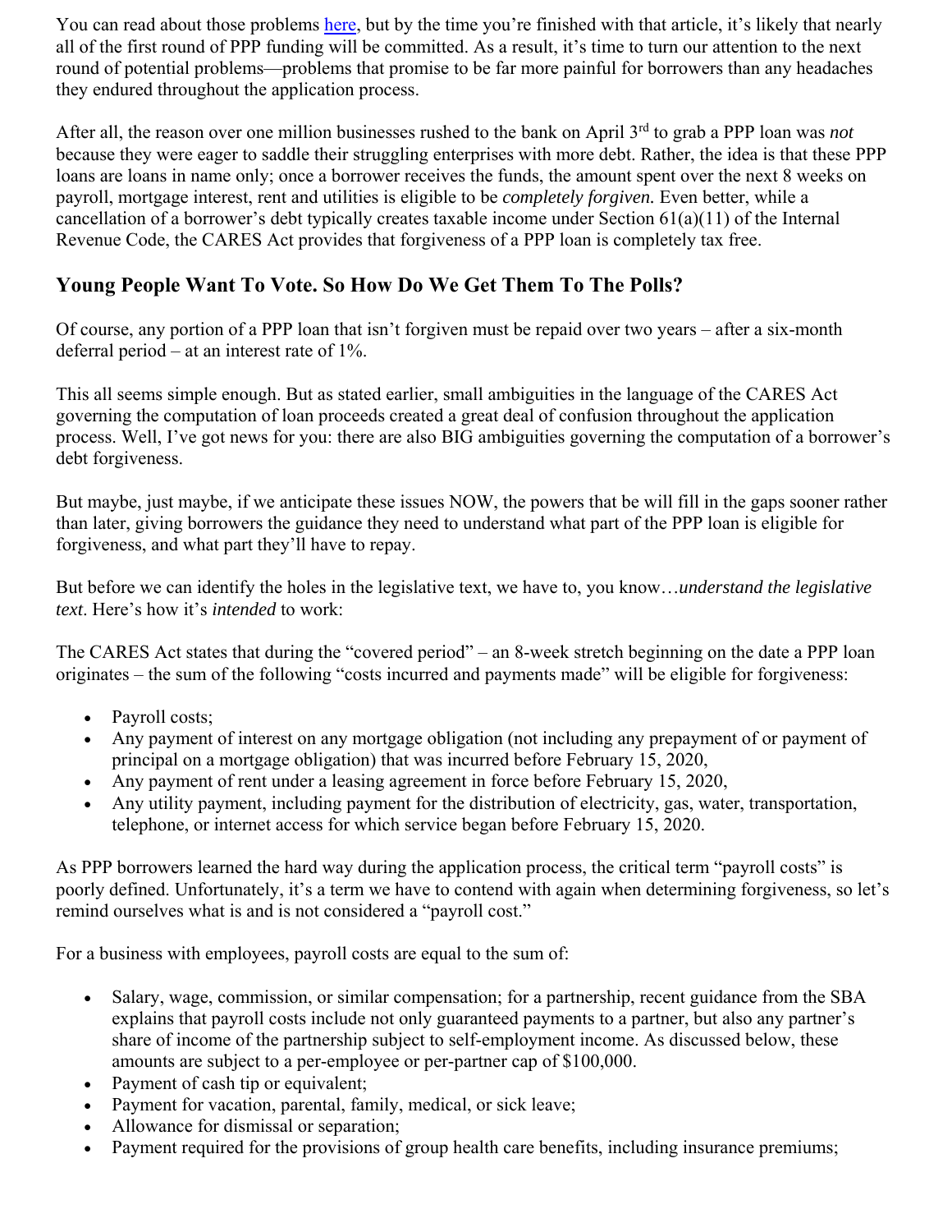You can read about those problems [here](), but by the time you're finished with that article, it's likely that nearly all of the first round of PPP funding will be committed. As a result, it's time to turn our attention to the next round of potential problems—problems that promise to be far more painful for borrowers than any headaches they endured throughout the application process.

After all, the reason over one million businesses rushed to the bank on April 3rd to grab a PPP loan was *not* because they were eager to saddle their struggling enterprises with more debt. Rather, the idea is that these PPP loans are loans in name only; once a borrower receives the funds, the amount spent over the next 8 weeks on payroll, mortgage interest, rent and utilities is eligible to be *completely forgiven.* Even better, while a cancellation of a borrower's debt typically creates taxable income under Section 61(a)(11) of the Internal Revenue Code, the CARES Act provides that forgiveness of a PPP loan is completely tax free.

## Young People Want To Vote. So How Do We Get Them To The Polls?

Of course, any portion of a PPP loan that isn't forgiven must be repaid over two years – after a six-month deferral period – at an interest rate of 1%.

This all seems simple enough. But as stated earlier, small ambiguities in the language of the CARES Act governing the computation of loan proceeds created a great deal of confusion throughout the application process. Well, I've got news for you: there are also BIG ambiguities governing the computation of a borrower's debt forgiveness.

But maybe, just maybe, if we anticipate these issues NOW, the powers that be will fill in the gaps sooner rather than later, giving borrowers the guidance they need to understand what part of the PPP loan is eligible for forgiveness, and what part they'll have to repay.

But before we can identify the holes in the legislative text, we have to, you know…*understand the legislative text*. Here's how it's *intended* to work:

The CARES Act states that during the "covered period" – an 8-week stretch beginning on the date a PPP loan originates – the sum of the following "costs incurred and payments made" will be eligible for forgiveness:

- Payroll costs;
- Any payment of interest on any mortgage obligation (not including any prepayment of or payment of principal on a mortgage obligation) that was incurred before February 15, 2020,
- Any payment of rent under a leasing agreement in force before February 15, 2020,
- Any utility payment, including payment for the distribution of electricity, gas, water, transportation, telephone, or internet access for which service began before February 15, 2020.

As PPP borrowers learned the hard way during the application process, the critical term "payroll costs" is poorly defined. Unfortunately, it's a term we have to contend with again when determining forgiveness, so let's remind ourselves what is and is not considered a "payroll cost."

For a business with employees, payroll costs are equal to the sum of:

- Salary, wage, commission, or similar compensation; for a partnership, recent guidance from the SBA explains that payroll costs include not only guaranteed payments to a partner, but also any partner's share of income of the partnership subject to self-employment income. As discussed below, these amounts are subject to a per-employee or per-partner cap of $100,000.
- Payment of cash tip or equivalent;
- Payment for vacation, parental, family, medical, or sick leave;
- Allowance for dismissal or separation;
- Payment required for the provisions of group health care benefits, including insurance premiums;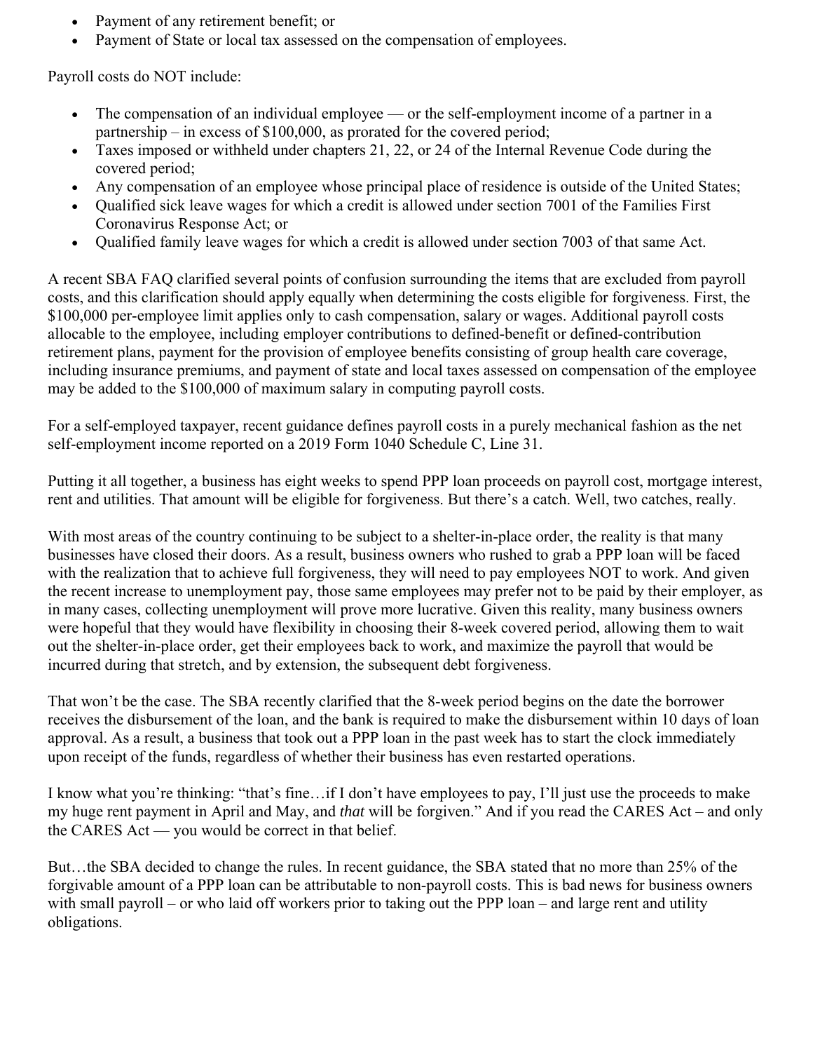- Payment of any retirement benefit; or
- Payment of State or local tax assessed on the compensation of employees.

Payroll costs do NOT include:

- The compensation of an individual employee — or the self-employment income of a partner in a partnership – in excess of $100,000, as prorated for the covered period;
- Taxes imposed or withheld under chapters 21, 22, or 24 of the Internal Revenue Code during the covered period;
- Any compensation of an employee whose principal place of residence is outside of the United States;
- Qualified sick leave wages for which a credit is allowed under section 7001 of the Families First Coronavirus Response Act; or
- Qualified family leave wages for which a credit is allowed under section 7003 of that same Act.

A recent SBA FAQ clarified several points of confusion surrounding the items that are excluded from payroll costs, and this clarification should apply equally when determining the costs eligible for forgiveness. First, the $100,000 per-employee limit applies only to cash compensation, salary or wages. Additional payroll costs allocable to the employee, including employer contributions to defined-benefit or defined-contribution retirement plans, payment for the provision of employee benefits consisting of group health care coverage, including insurance premiums, and payment of state and local taxes assessed on compensation of the employee may be added to the $100,000 of maximum salary in computing payroll costs.

For a self-employed taxpayer, recent guidance defines payroll costs in a purely mechanical fashion as the net self-employment income reported on a 2019 Form 1040 Schedule C, Line 31.

Putting it all together, a business has eight weeks to spend PPP loan proceeds on payroll cost, mortgage interest, rent and utilities. That amount will be eligible for forgiveness. But there's a catch. Well, two catches, really.

With most areas of the country continuing to be subject to a shelter-in-place order, the reality is that many businesses have closed their doors. As a result, business owners who rushed to grab a PPP loan will be faced with the realization that to achieve full forgiveness, they will need to pay employees NOT to work. And given the recent increase to unemployment pay, those same employees may prefer not to be paid by their employer, as in many cases, collecting unemployment will prove more lucrative. Given this reality, many business owners were hopeful that they would have flexibility in choosing their 8-week covered period, allowing them to wait out the shelter-in-place order, get their employees back to work, and maximize the payroll that would be incurred during that stretch, and by extension, the subsequent debt forgiveness.

That won't be the case. The SBA recently clarified that the 8-week period begins on the date the borrower receives the disbursement of the loan, and the bank is required to make the disbursement within 10 days of loan approval. As a result, a business that took out a PPP loan in the past week has to start the clock immediately upon receipt of the funds, regardless of whether their business has even restarted operations.

I know what you're thinking: "that's fine…if I don't have employees to pay, I'll just use the proceeds to make my huge rent payment in April and May, and *that* will be forgiven." And if you read the CARES Act – and only the CARES Act — you would be correct in that belief.

But…the SBA decided to change the rules. In recent guidance, the SBA stated that no more than 25% of the forgivable amount of a PPP loan can be attributable to non-payroll costs. This is bad news for business owners with small payroll – or who laid off workers prior to taking out the PPP loan – and large rent and utility obligations.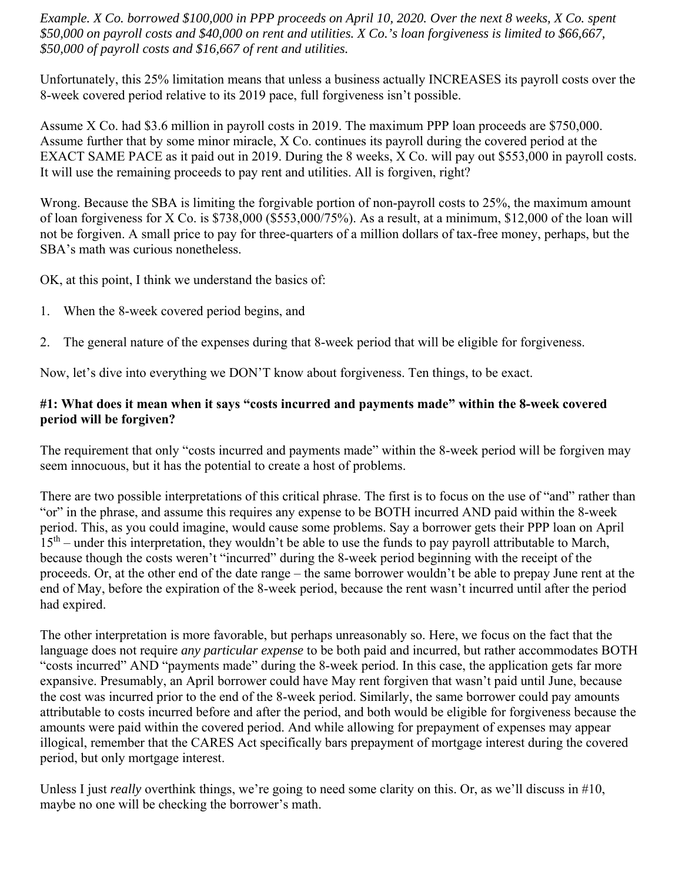*Example. X Co. borrowed $100,000 in PPP proceeds on April 10, 2020. Over the next 8 weeks, X Co. spent $50,000 on payroll costs and $40,000 on rent and utilities. X Co.'s loan forgiveness is limited to $66,667, $50,000 of payroll costs and $16,667 of rent and utilities.*

Unfortunately, this 25% limitation means that unless a business actually INCREASES its payroll costs over the 8-week covered period relative to its 2019 pace, full forgiveness isn't possible.

Assume X Co. had $3.6 million in payroll costs in 2019. The maximum PPP loan proceeds are $750,000. Assume further that by some minor miracle, X Co. continues its payroll during the covered period at the EXACT SAME PACE as it paid out in 2019. During the 8 weeks, X Co. will pay out $553,000 in payroll costs. It will use the remaining proceeds to pay rent and utilities. All is forgiven, right?

Wrong. Because the SBA is limiting the forgivable portion of non-payroll costs to 25%, the maximum amount of loan forgiveness for X Co. is $738,000 ($553,000/75%). As a result, at a minimum, $12,000 of the loan will not be forgiven. A small price to pay for three-quarters of a million dollars of tax-free money, perhaps, but the SBA's math was curious nonetheless.

OK, at this point, I think we understand the basics of:

1. When the 8-week covered period begins, and
2. The general nature of the expenses during that 8-week period that will be eligible for forgiveness.

Now, let's dive into everything we DON'T know about forgiveness. Ten things, to be exact.

**#1: What does it mean when it says "costs incurred and payments made" within the 8-week covered period will be forgiven?**

The requirement that only "costs incurred and payments made" within the 8-week period will be forgiven may seem innocuous, but it has the potential to create a host of problems.

There are two possible interpretations of this critical phrase. The first is to focus on the use of "and" rather than "or" in the phrase, and assume this requires any expense to be BOTH incurred AND paid within the 8-week period. This, as you could imagine, would cause some problems. Say a borrower gets their PPP loan on April 15th – under this interpretation, they wouldn't be able to use the funds to pay payroll attributable to March, because though the costs weren't "incurred" during the 8-week period beginning with the receipt of the proceeds. Or, at the other end of the date range – the same borrower wouldn't be able to prepay June rent at the end of May, before the expiration of the 8-week period, because the rent wasn't incurred until after the period had expired.

The other interpretation is more favorable, but perhaps unreasonably so. Here, we focus on the fact that the language does not require *any particular expense* to be both paid and incurred, but rather accommodates BOTH "costs incurred" AND "payments made" during the 8-week period. In this case, the application gets far more expansive. Presumably, an April borrower could have May rent forgiven that wasn't paid until June, because the cost was incurred prior to the end of the 8-week period. Similarly, the same borrower could pay amounts attributable to costs incurred before and after the period, and both would be eligible for forgiveness because the amounts were paid within the covered period. And while allowing for prepayment of expenses may appear illogical, remember that the CARES Act specifically bars prepayment of mortgage interest during the covered period, but only mortgage interest.

Unless I just *really* overthink things, we're going to need some clarity on this. Or, as we'll discuss in #10, maybe no one will be checking the borrower's math.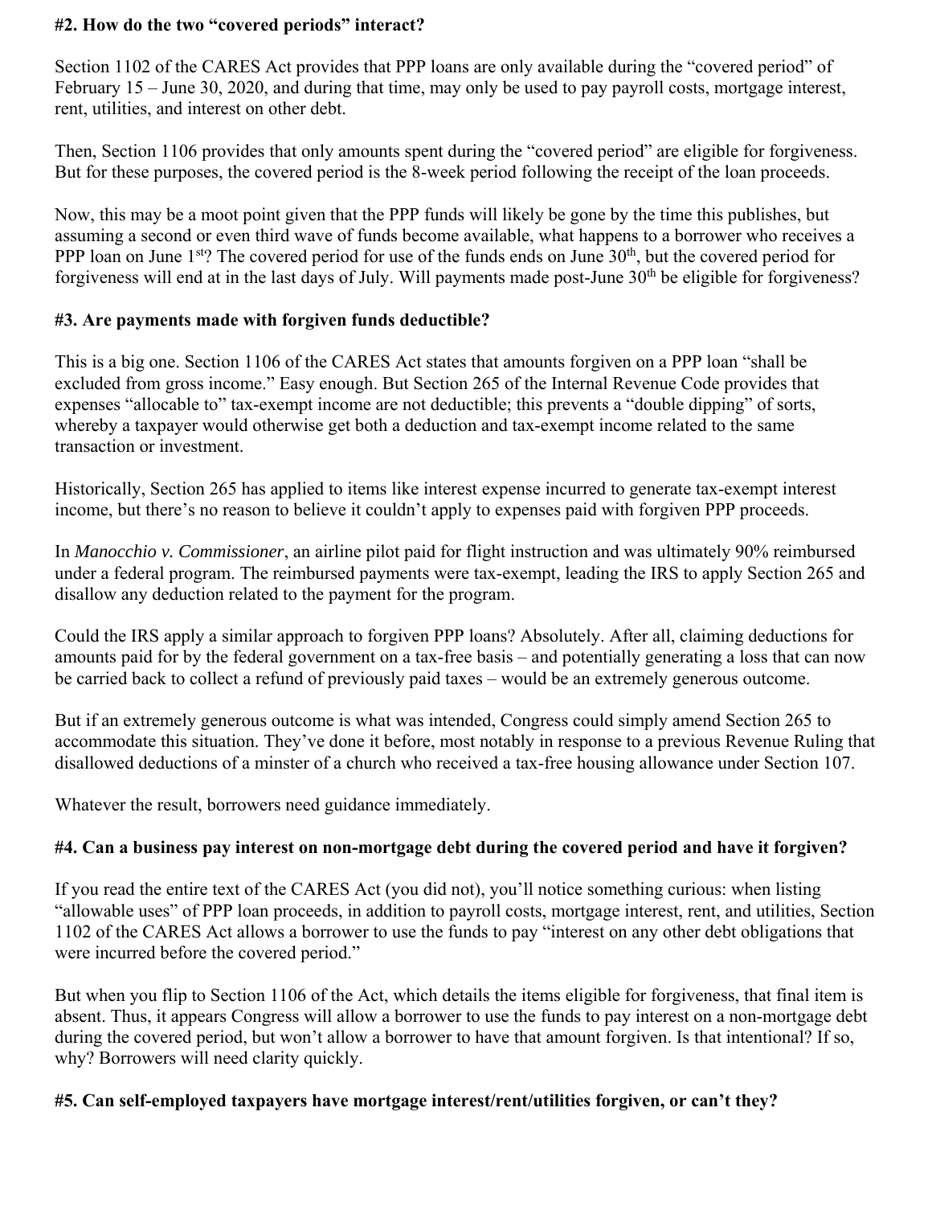#### #2. How do the two "covered periods" interact?

Section 1102 of the CARES Act provides that PPP loans are only available during the "covered period" of February 15 – June 30, 2020, and during that time, may only be used to pay payroll costs, mortgage interest, rent, utilities, and interest on other debt.

Then, Section 1106 provides that only amounts spent during the "covered period" are eligible for forgiveness. But for these purposes, the covered period is the 8-week period following the receipt of the loan proceeds.

Now, this may be a moot point given that the PPP funds will likely be gone by the time this publishes, but assuming a second or even third wave of funds become available, what happens to a borrower who receives a PPP loan on June 1st? The covered period for use of the funds ends on June 30th, but the covered period for forgiveness will end at in the last days of July. Will payments made post-June 30th be eligible for forgiveness?

#### #3. Are payments made with forgiven funds deductible?

This is a big one. Section 1106 of the CARES Act states that amounts forgiven on a PPP loan "shall be excluded from gross income." Easy enough. But Section 265 of the Internal Revenue Code provides that expenses "allocable to" tax-exempt income are not deductible; this prevents a "double dipping" of sorts, whereby a taxpayer would otherwise get both a deduction and tax-exempt income related to the same transaction or investment.

Historically, Section 265 has applied to items like interest expense incurred to generate tax-exempt interest income, but there's no reason to believe it couldn't apply to expenses paid with forgiven PPP proceeds.

In *Manocchio v. Commissioner*, an airline pilot paid for flight instruction and was ultimately 90% reimbursed under a federal program. The reimbursed payments were tax-exempt, leading the IRS to apply Section 265 and disallow any deduction related to the payment for the program.

Could the IRS apply a similar approach to forgiven PPP loans? Absolutely. After all, claiming deductions for amounts paid for by the federal government on a tax-free basis – and potentially generating a loss that can now be carried back to collect a refund of previously paid taxes – would be an extremely generous outcome.

But if an extremely generous outcome is what was intended, Congress could simply amend Section 265 to accommodate this situation. They've done it before, most notably in response to a previous Revenue Ruling that disallowed deductions of a minster of a church who received a tax-free housing allowance under Section 107.

Whatever the result, borrowers need guidance immediately.

#### #4. Can a business pay interest on non-mortgage debt during the covered period and have it forgiven?

If you read the entire text of the CARES Act (you did not), you'll notice something curious: when listing "allowable uses" of PPP loan proceeds, in addition to payroll costs, mortgage interest, rent, and utilities, Section 1102 of the CARES Act allows a borrower to use the funds to pay "interest on any other debt obligations that were incurred before the covered period."

But when you flip to Section 1106 of the Act, which details the items eligible for forgiveness, that final item is absent. Thus, it appears Congress will allow a borrower to use the funds to pay interest on a non-mortgage debt during the covered period, but won't allow a borrower to have that amount forgiven. Is that intentional? If so, why? Borrowers will need clarity quickly.

#### #5. Can self-employed taxpayers have mortgage interest/rent/utilities forgiven, or can't they?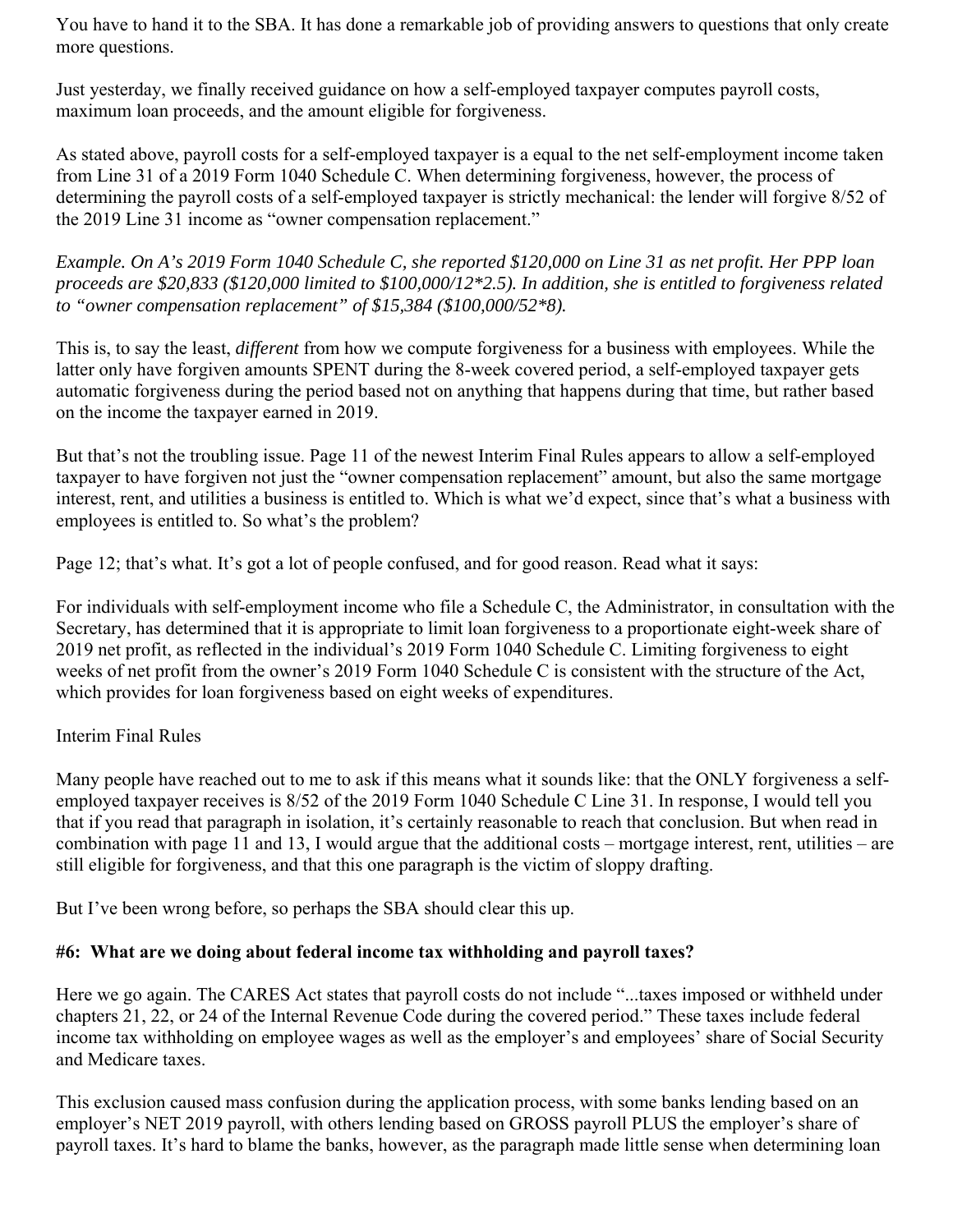You have to hand it to the SBA. It has done a remarkable job of providing answers to questions that only create more questions.

Just yesterday, we finally received guidance on how a self-employed taxpayer computes payroll costs, maximum loan proceeds, and the amount eligible for forgiveness.

As stated above, payroll costs for a self-employed taxpayer is a equal to the net self-employment income taken from Line 31 of a 2019 Form 1040 Schedule C. When determining forgiveness, however, the process of determining the payroll costs of a self-employed taxpayer is strictly mechanical: the lender will forgive 8/52 of the 2019 Line 31 income as "owner compensation replacement."

*Example. On A's 2019 Form 1040 Schedule C, she reported $120,000 on Line 31 as net profit. Her PPP loan proceeds are $20,833 ($120,000 limited to $100,000/12*2.5). In addition, she is entitled to forgiveness related to "owner compensation replacement" of $15,384 ($100,000/52*8).*

This is, to say the least, *different* from how we compute forgiveness for a business with employees. While the latter only have forgiven amounts SPENT during the 8-week covered period, a self-employed taxpayer gets automatic forgiveness during the period based not on anything that happens during that time, but rather based on the income the taxpayer earned in 2019.

But that's not the troubling issue. Page 11 of the newest Interim Final Rules appears to allow a self-employed taxpayer to have forgiven not just the "owner compensation replacement" amount, but also the same mortgage interest, rent, and utilities a business is entitled to. Which is what we'd expect, since that's what a business with employees is entitled to. So what's the problem?

Page 12; that's what. It's got a lot of people confused, and for good reason. Read what it says:

For individuals with self-employment income who file a Schedule C, the Administrator, in consultation with the Secretary, has determined that it is appropriate to limit loan forgiveness to a proportionate eight-week share of 2019 net profit, as reflected in the individual's 2019 Form 1040 Schedule C. Limiting forgiveness to eight weeks of net profit from the owner's 2019 Form 1040 Schedule C is consistent with the structure of the Act, which provides for loan forgiveness based on eight weeks of expenditures.

Interim Final Rules

Many people have reached out to me to ask if this means what it sounds like: that the ONLY forgiveness a self-employed taxpayer receives is 8/52 of the 2019 Form 1040 Schedule C Line 31. In response, I would tell you that if you read that paragraph in isolation, it's certainly reasonable to reach that conclusion. But when read in combination with page 11 and 13, I would argue that the additional costs – mortgage interest, rent, utilities – are still eligible for forgiveness, and that this one paragraph is the victim of sloppy drafting.

But I've been wrong before, so perhaps the SBA should clear this up.

**#6: What are we doing about federal income tax withholding and payroll taxes?**

Here we go again. The CARES Act states that payroll costs do not include "...taxes imposed or withheld under chapters 21, 22, or 24 of the Internal Revenue Code during the covered period." These taxes include federal income tax withholding on employee wages as well as the employer's and employees' share of Social Security and Medicare taxes.

This exclusion caused mass confusion during the application process, with some banks lending based on an employer's NET 2019 payroll, with others lending based on GROSS payroll PLUS the employer's share of payroll taxes. It's hard to blame the banks, however, as the paragraph made little sense when determining loan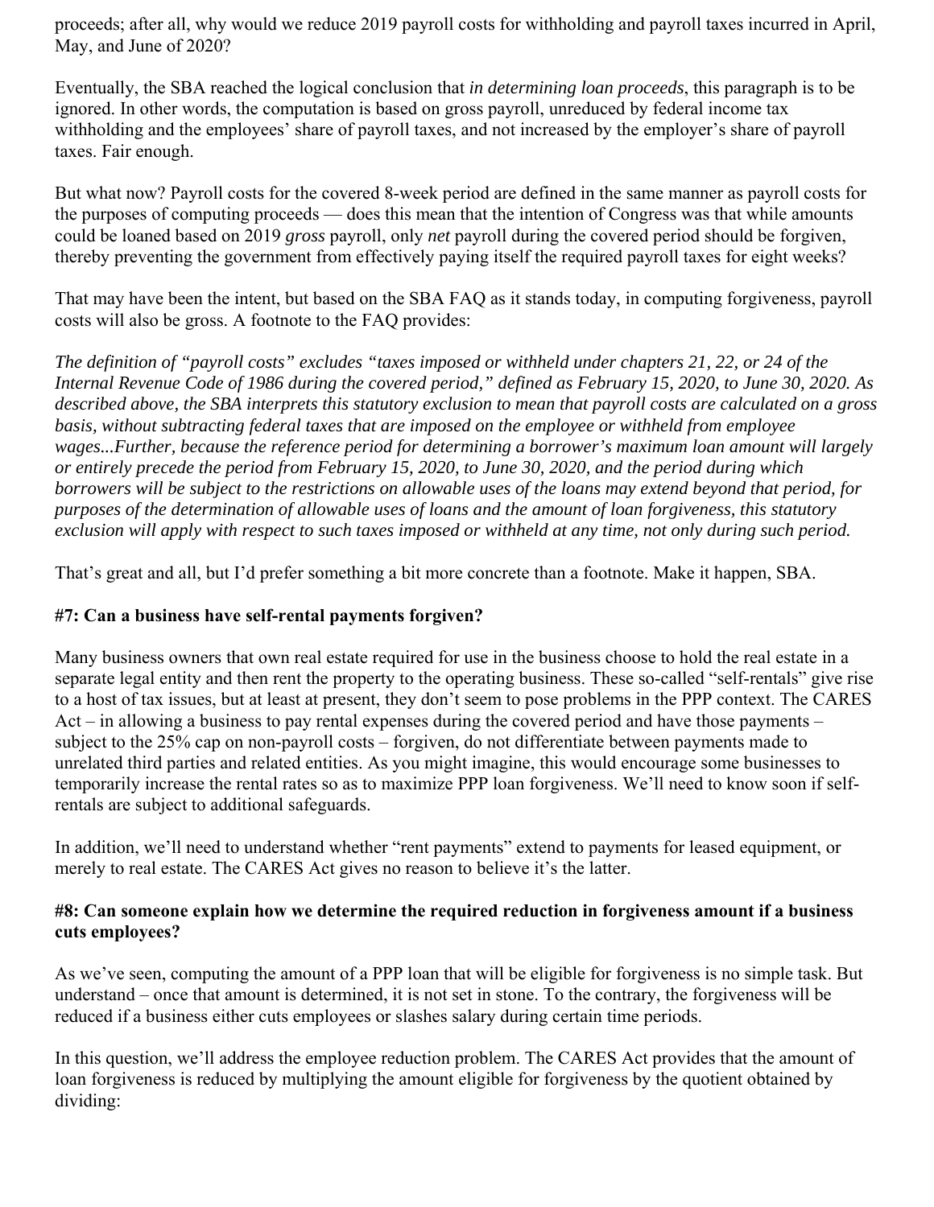proceeds; after all, why would we reduce 2019 payroll costs for withholding and payroll taxes incurred in April, May, and June of 2020?

Eventually, the SBA reached the logical conclusion that *in determining loan proceeds*, this paragraph is to be ignored. In other words, the computation is based on gross payroll, unreduced by federal income tax withholding and the employees' share of payroll taxes, and not increased by the employer's share of payroll taxes. Fair enough.

But what now? Payroll costs for the covered 8-week period are defined in the same manner as payroll costs for the purposes of computing proceeds — does this mean that the intention of Congress was that while amounts could be loaned based on 2019 *gross* payroll, only *net* payroll during the covered period should be forgiven, thereby preventing the government from effectively paying itself the required payroll taxes for eight weeks?

That may have been the intent, but based on the SBA FAQ as it stands today, in computing forgiveness, payroll costs will also be gross. A footnote to the FAQ provides:

*The definition of "payroll costs" excludes "taxes imposed or withheld under chapters 21, 22, or 24 of the Internal Revenue Code of 1986 during the covered period," defined as February 15, 2020, to June 30, 2020. As described above, the SBA interprets this statutory exclusion to mean that payroll costs are calculated on a gross basis, without subtracting federal taxes that are imposed on the employee or withheld from employee wages...Further, because the reference period for determining a borrower's maximum loan amount will largely or entirely precede the period from February 15, 2020, to June 30, 2020, and the period during which borrowers will be subject to the restrictions on allowable uses of the loans may extend beyond that period, for purposes of the determination of allowable uses of loans and the amount of loan forgiveness, this statutory exclusion will apply with respect to such taxes imposed or withheld at any time, not only during such period.*

That's great and all, but I'd prefer something a bit more concrete than a footnote. Make it happen, SBA.

### #7: Can a business have self-rental payments forgiven?

Many business owners that own real estate required for use in the business choose to hold the real estate in a separate legal entity and then rent the property to the operating business. These so-called "self-rentals" give rise to a host of tax issues, but at least at present, they don't seem to pose problems in the PPP context. The CARES Act – in allowing a business to pay rental expenses during the covered period and have those payments – subject to the 25% cap on non-payroll costs – forgiven, do not differentiate between payments made to unrelated third parties and related entities. As you might imagine, this would encourage some businesses to temporarily increase the rental rates so as to maximize PPP loan forgiveness. We'll need to know soon if self-rentals are subject to additional safeguards.

In addition, we'll need to understand whether "rent payments" extend to payments for leased equipment, or merely to real estate. The CARES Act gives no reason to believe it's the latter.

### #8: Can someone explain how we determine the required reduction in forgiveness amount if a business cuts employees?

As we've seen, computing the amount of a PPP loan that will be eligible for forgiveness is no simple task. But understand – once that amount is determined, it is not set in stone. To the contrary, the forgiveness will be reduced if a business either cuts employees or slashes salary during certain time periods.

In this question, we'll address the employee reduction problem. The CARES Act provides that the amount of loan forgiveness is reduced by multiplying the amount eligible for forgiveness by the quotient obtained by dividing: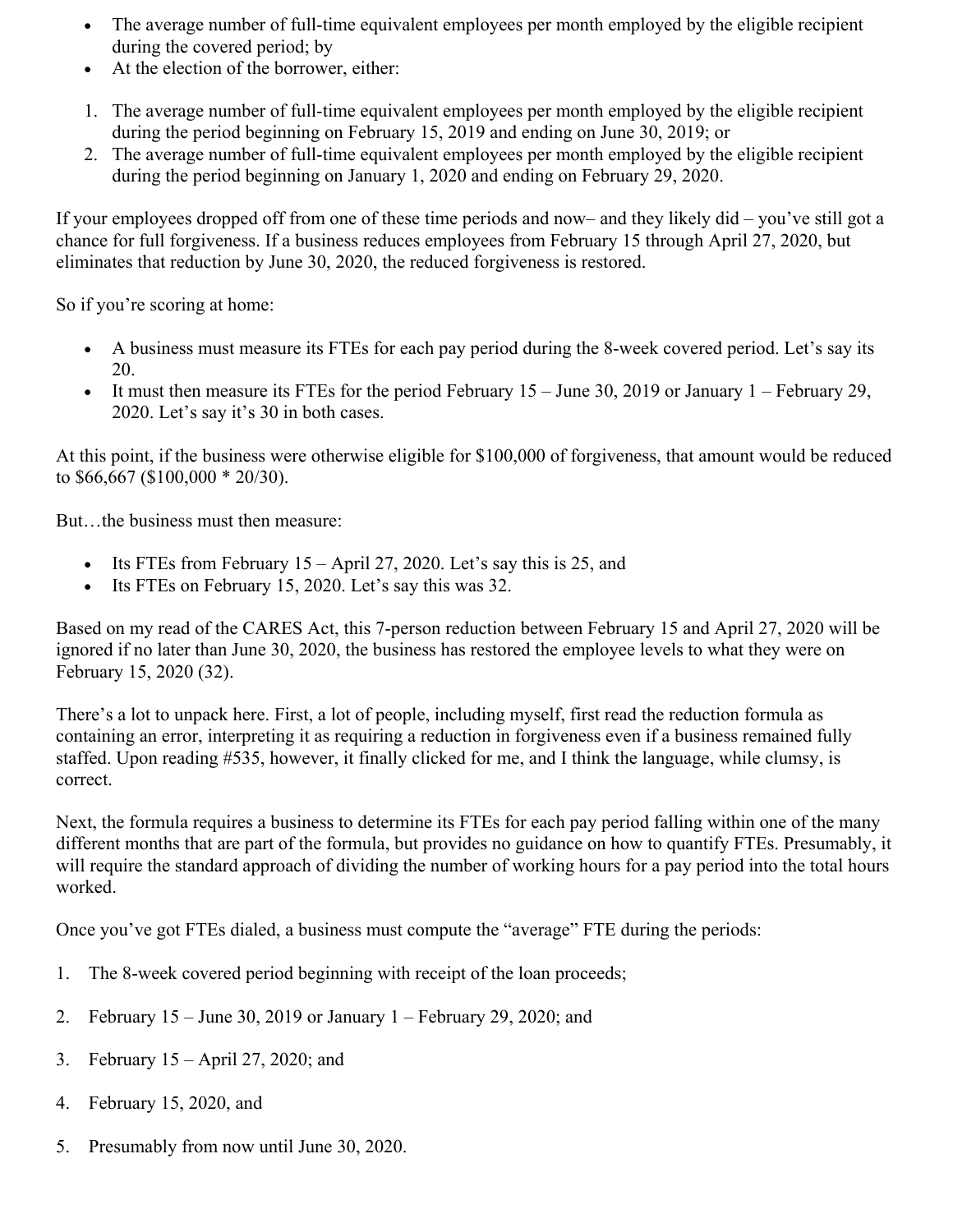- The average number of full-time equivalent employees per month employed by the eligible recipient during the covered period; by
- At the election of the borrower, either:

1. The average number of full-time equivalent employees per month employed by the eligible recipient during the period beginning on February 15, 2019 and ending on June 30, 2019; or
2. The average number of full-time equivalent employees per month employed by the eligible recipient during the period beginning on January 1, 2020 and ending on February 29, 2020.

If your employees dropped off from one of these time periods and now– and they likely did – you've still got a chance for full forgiveness. If a business reduces employees from February 15 through April 27, 2020, but eliminates that reduction by June 30, 2020, the reduced forgiveness is restored.

So if you're scoring at home:

- A business must measure its FTEs for each pay period during the 8-week covered period. Let's say its 20.
- It must then measure its FTEs for the period February 15 – June 30, 2019 or January 1 – February 29, 2020. Let's say it's 30 in both cases.

At this point, if the business were otherwise eligible for $100,000 of forgiveness, that amount would be reduced to $66,667 ($100,000 * 20/30).

But…the business must then measure:

- Its FTEs from February 15 – April 27, 2020. Let's say this is 25, and
- Its FTEs on February 15, 2020. Let's say this was 32.

Based on my read of the CARES Act, this 7-person reduction between February 15 and April 27, 2020 will be ignored if no later than June 30, 2020, the business has restored the employee levels to what they were on February 15, 2020 (32).

There's a lot to unpack here. First, a lot of people, including myself, first read the reduction formula as containing an error, interpreting it as requiring a reduction in forgiveness even if a business remained fully staffed. Upon reading #535, however, it finally clicked for me, and I think the language, while clumsy, is correct.

Next, the formula requires a business to determine its FTEs for each pay period falling within one of the many different months that are part of the formula, but provides no guidance on how to quantify FTEs. Presumably, it will require the standard approach of dividing the number of working hours for a pay period into the total hours worked.

Once you've got FTEs dialed, a business must compute the "average" FTE during the periods:

1. The 8-week covered period beginning with receipt of the loan proceeds;
2. February 15 – June 30, 2019 or January 1 – February 29, 2020; and
3. February 15 – April 27, 2020; and
4. February 15, 2020, and
5. Presumably from now until June 30, 2020.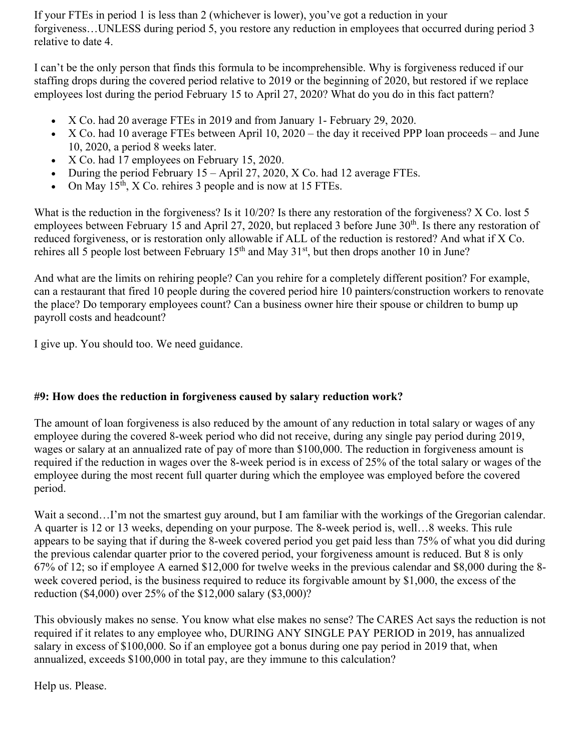If your FTEs in period 1 is less than 2 (whichever is lower), you've got a reduction in your forgiveness…UNLESS during period 5, you restore any reduction in employees that occurred during period 3 relative to date 4.

I can't be the only person that finds this formula to be incomprehensible. Why is forgiveness reduced if our staffing drops during the covered period relative to 2019 or the beginning of 2020, but restored if we replace employees lost during the period February 15 to April 27, 2020? What do you do in this fact pattern?

- X Co. had 20 average FTEs in 2019 and from January 1- February 29, 2020.
- X Co. had 10 average FTEs between April 10, 2020 – the day it received PPP loan proceeds – and June 10, 2020, a period 8 weeks later.
- X Co. had 17 employees on February 15, 2020.
- During the period February 15 – April 27, 2020, X Co. had 12 average FTEs.
- On May 15th, X Co. rehires 3 people and is now at 15 FTEs.

What is the reduction in the forgiveness? Is it 10/20? Is there any restoration of the forgiveness? X Co. lost 5 employees between February 15 and April 27, 2020, but replaced 3 before June 30th. Is there any restoration of reduced forgiveness, or is restoration only allowable if ALL of the reduction is restored? And what if X Co. rehires all 5 people lost between February 15th and May 31st, but then drops another 10 in June?

And what are the limits on rehiring people? Can you rehire for a completely different position? For example, can a restaurant that fired 10 people during the covered period hire 10 painters/construction workers to renovate the place? Do temporary employees count? Can a business owner hire their spouse or children to bump up payroll costs and headcount?

I give up. You should too. We need guidance.

**#9: How does the reduction in forgiveness caused by salary reduction work?**

The amount of loan forgiveness is also reduced by the amount of any reduction in total salary or wages of any employee during the covered 8-week period who did not receive, during any single pay period during 2019, wages or salary at an annualized rate of pay of more than $100,000. The reduction in forgiveness amount is required if the reduction in wages over the 8-week period is in excess of 25% of the total salary or wages of the employee during the most recent full quarter during which the employee was employed before the covered period.

Wait a second…I'm not the smartest guy around, but I am familiar with the workings of the Gregorian calendar. A quarter is 12 or 13 weeks, depending on your purpose. The 8-week period is, well…8 weeks. This rule appears to be saying that if during the 8-week covered period you get paid less than 75% of what you did during the previous calendar quarter prior to the covered period, your forgiveness amount is reduced. But 8 is only 67% of 12; so if employee A earned $12,000 for twelve weeks in the previous calendar and $8,000 during the 8-week covered period, is the business required to reduce its forgivable amount by $1,000, the excess of the reduction ($4,000) over 25% of the $12,000 salary ($3,000)?

This obviously makes no sense. You know what else makes no sense? The CARES Act says the reduction is not required if it relates to any employee who, DURING ANY SINGLE PAY PERIOD in 2019, has annualized salary in excess of $100,000. So if an employee got a bonus during one pay period in 2019 that, when annualized, exceeds $100,000 in total pay, are they immune to this calculation?

Help us. Please.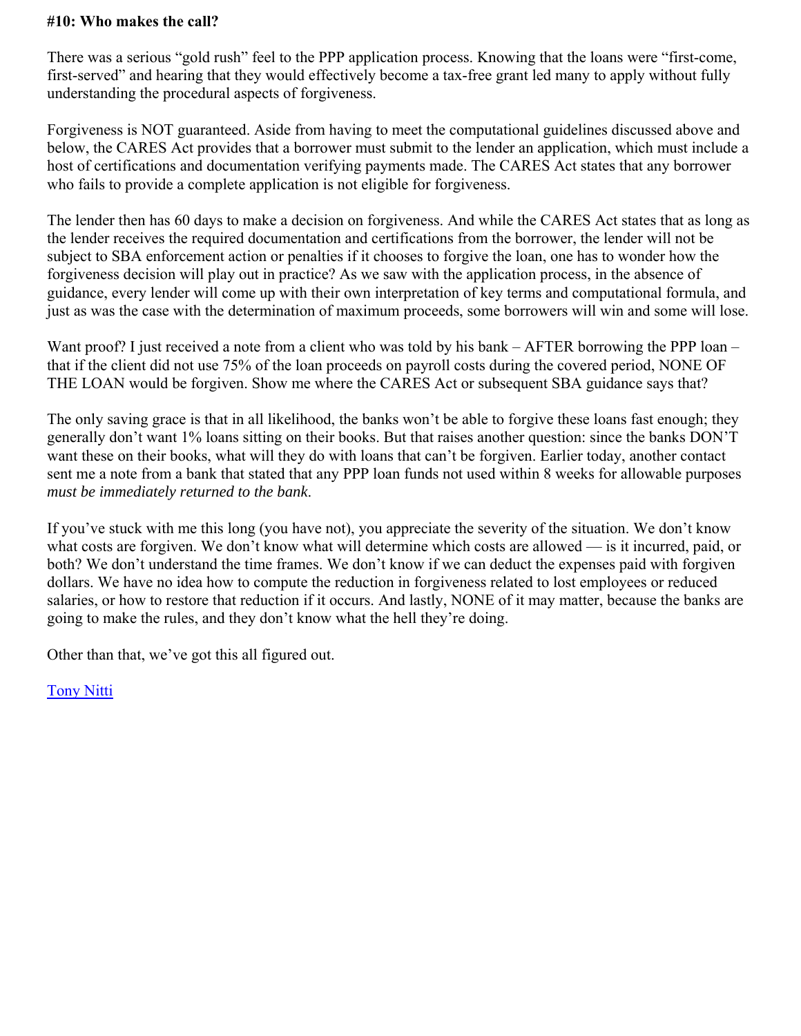**#10: Who makes the call?**

There was a serious "gold rush" feel to the PPP application process. Knowing that the loans were "first-come, first-served" and hearing that they would effectively become a tax-free grant led many to apply without fully understanding the procedural aspects of forgiveness.

Forgiveness is NOT guaranteed. Aside from having to meet the computational guidelines discussed above and below, the CARES Act provides that a borrower must submit to the lender an application, which must include a host of certifications and documentation verifying payments made. The CARES Act states that any borrower who fails to provide a complete application is not eligible for forgiveness.

The lender then has 60 days to make a decision on forgiveness. And while the CARES Act states that as long as the lender receives the required documentation and certifications from the borrower, the lender will not be subject to SBA enforcement action or penalties if it chooses to forgive the loan, one has to wonder how the forgiveness decision will play out in practice? As we saw with the application process, in the absence of guidance, every lender will come up with their own interpretation of key terms and computational formula, and just as was the case with the determination of maximum proceeds, some borrowers will win and some will lose.

Want proof? I just received a note from a client who was told by his bank – AFTER borrowing the PPP loan – that if the client did not use 75% of the loan proceeds on payroll costs during the covered period, NONE OF THE LOAN would be forgiven. Show me where the CARES Act or subsequent SBA guidance says that?

The only saving grace is that in all likelihood, the banks won't be able to forgive these loans fast enough; they generally don't want 1% loans sitting on their books. But that raises another question: since the banks DON'T want these on their books, what will they do with loans that can't be forgiven. Earlier today, another contact sent me a note from a bank that stated that any PPP loan funds not used within 8 weeks for allowable purposes *must be immediately returned to the bank*.

If you've stuck with me this long (you have not), you appreciate the severity of the situation. We don't know what costs are forgiven. We don't know what will determine which costs are allowed — is it incurred, paid, or both? We don't understand the time frames. We don't know if we can deduct the expenses paid with forgiven dollars. We have no idea how to compute the reduction in forgiveness related to lost employees or reduced salaries, or how to restore that reduction if it occurs. And lastly, NONE of it may matter, because the banks are going to make the rules, and they don't know what the hell they're doing.

Other than that, we've got this all figured out.

Tony Nitti